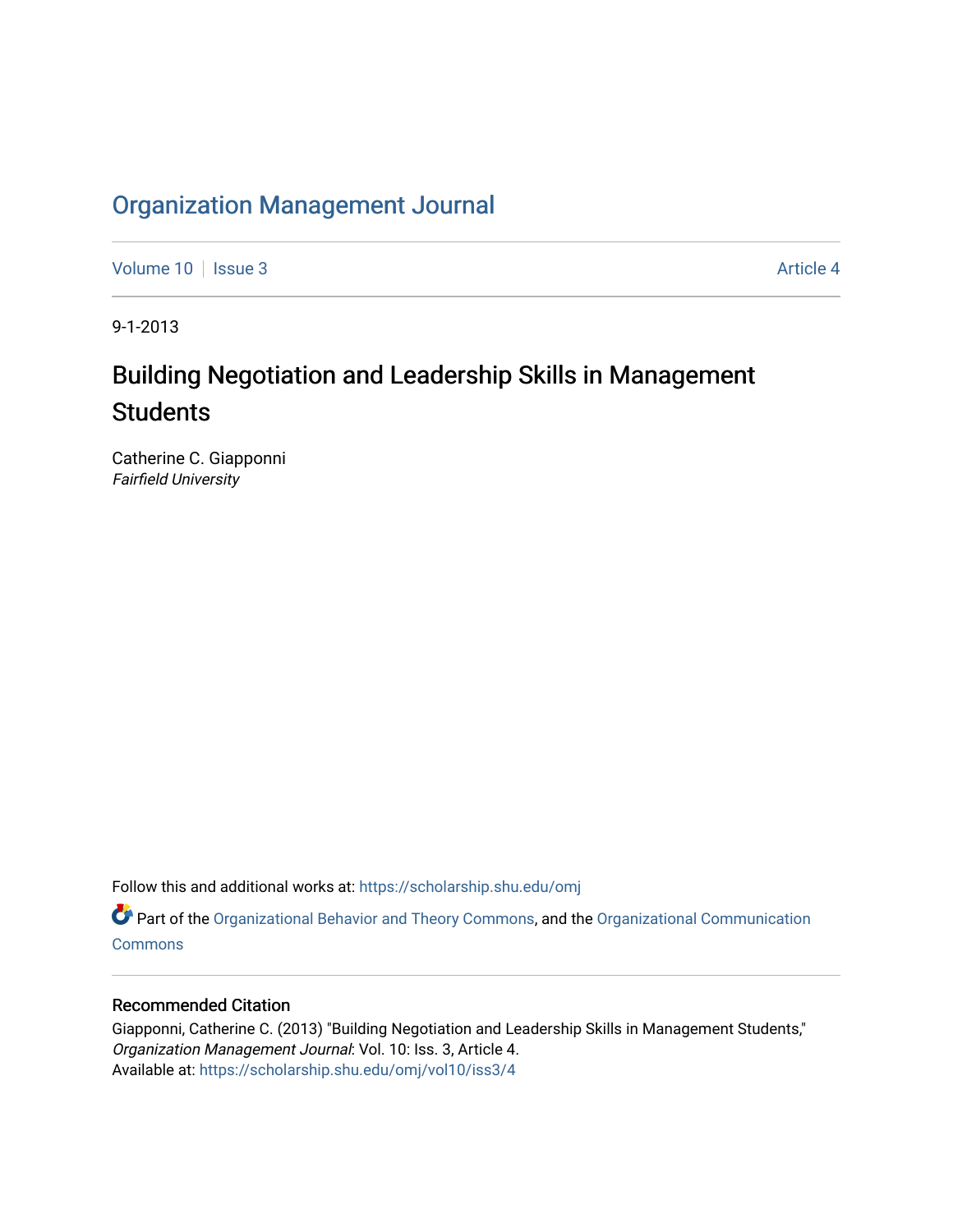# Organization Management Journal

Volume 10 | Issue 3 | Article 4

9-1-2013

## Building Negotiation and Leadership Skills in Management Students

Catherine C. Giapponni
*Fairfield University*

Follow this and additional works at: https://scholarship.shu.edu/omj

Part of the Organizational Behavior and Theory Commons, and the Organizational Communication Commons

### Recommended Citation

Giapponni, Catherine C. (2013) "Building Negotiation and Leadership Skills in Management Students," *Organization Management Journal*: Vol. 10: Iss. 3, Article 4.
Available at: https://scholarship.shu.edu/omj/vol10/iss3/4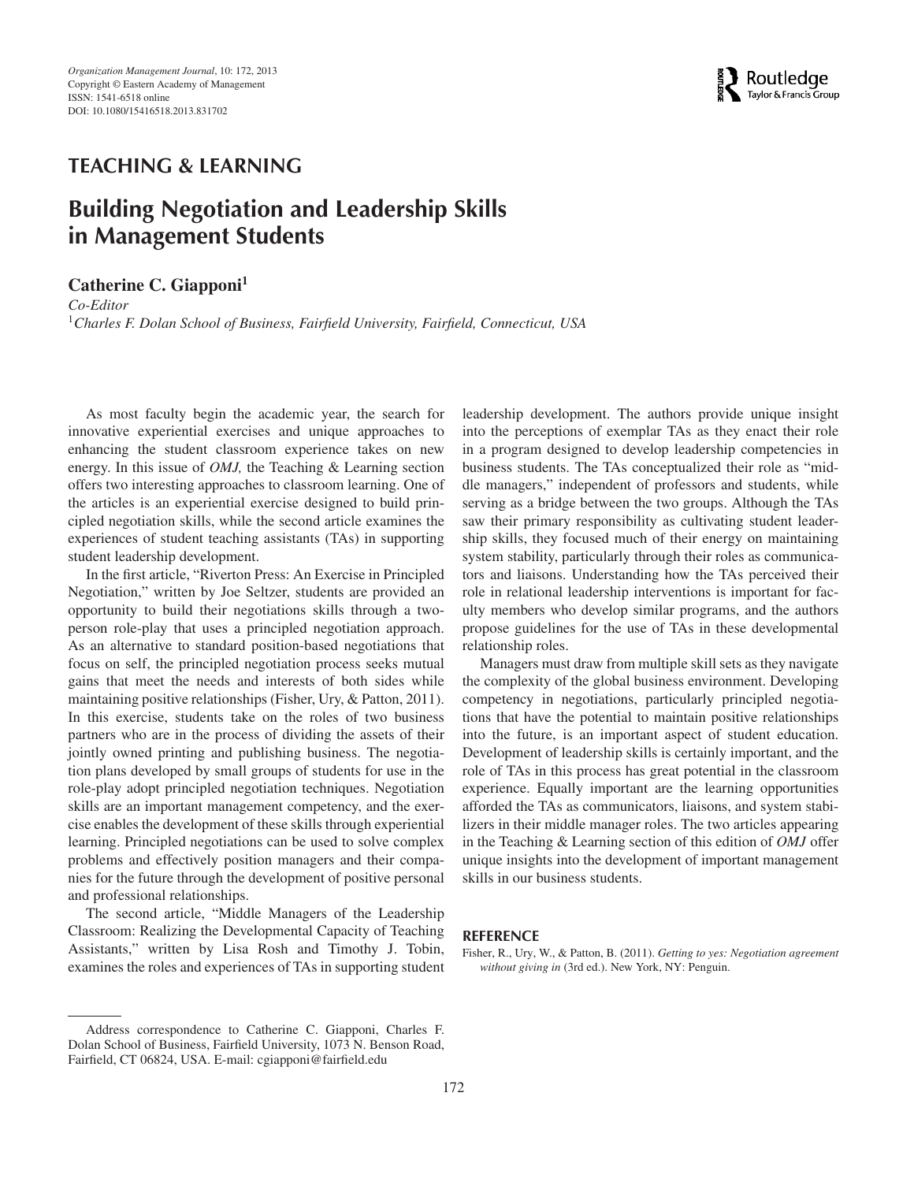## TEACHING & LEARNING

# Building Negotiation and Leadership Skills in Management Students

**Catherine C. Giapponi**[1]

*Co-Editor*

[1]*Charles F. Dolan School of Business, Fairfield University, Fairfield, Connecticut, USA*

As most faculty begin the academic year, the search for innovative experiential exercises and unique approaches to enhancing the student classroom experience takes on new energy. In this issue of *OMJ,* the Teaching & Learning section offers two interesting approaches to classroom learning. One of the articles is an experiential exercise designed to build principled negotiation skills, while the second article examines the experiences of student teaching assistants (TAs) in supporting student leadership development.

In the first article, "Riverton Press: An Exercise in Principled Negotiation," written by Joe Seltzer, students are provided an opportunity to build their negotiations skills through a two-person role-play that uses a principled negotiation approach. As an alternative to standard position-based negotiations that focus on self, the principled negotiation process seeks mutual gains that meet the needs and interests of both sides while maintaining positive relationships (Fisher, Ury, & Patton, 2011). In this exercise, students take on the roles of two business partners who are in the process of dividing the assets of their jointly owned printing and publishing business. The negotiation plans developed by small groups of students for use in the role-play adopt principled negotiation techniques. Negotiation skills are an important management competency, and the exercise enables the development of these skills through experiential learning. Principled negotiations can be used to solve complex problems and effectively position managers and their companies for the future through the development of positive personal and professional relationships.

The second article, "Middle Managers of the Leadership Classroom: Realizing the Developmental Capacity of Teaching Assistants," written by Lisa Rosh and Timothy J. Tobin, examines the roles and experiences of TAs in supporting student leadership development. The authors provide unique insight into the perceptions of exemplar TAs as they enact their role in a program designed to develop leadership competencies in business students. The TAs conceptualized their role as "middle managers," independent of professors and students, while serving as a bridge between the two groups. Although the TAs saw their primary responsibility as cultivating student leadership skills, they focused much of their energy on maintaining system stability, particularly through their roles as communicators and liaisons. Understanding how the TAs perceived their role in relational leadership interventions is important for faculty members who develop similar programs, and the authors propose guidelines for the use of TAs in these developmental relationship roles.

Managers must draw from multiple skill sets as they navigate the complexity of the global business environment. Developing competency in negotiations, particularly principled negotiations that have the potential to maintain positive relationships into the future, is an important aspect of student education. Development of leadership skills is certainly important, and the role of TAs in this process has great potential in the classroom experience. Equally important are the learning opportunities afforded the TAs as communicators, liaisons, and system stabilizers in their middle manager roles. The two articles appearing in the Teaching & Learning section of this edition of *OMJ* offer unique insights into the development of important management skills in our business students.

## REFERENCE

Fisher, R., Ury, W., & Patton, B. (2011). *Getting to yes: Negotiation agreement without giving in* (3rd ed.). New York, NY: Penguin.

Address correspondence to Catherine C. Giapponi, Charles F. Dolan School of Business, Fairfield University, 1073 N. Benson Road, Fairfield, CT 06824, USA. E-mail: cgiapponi@fairfield.edu